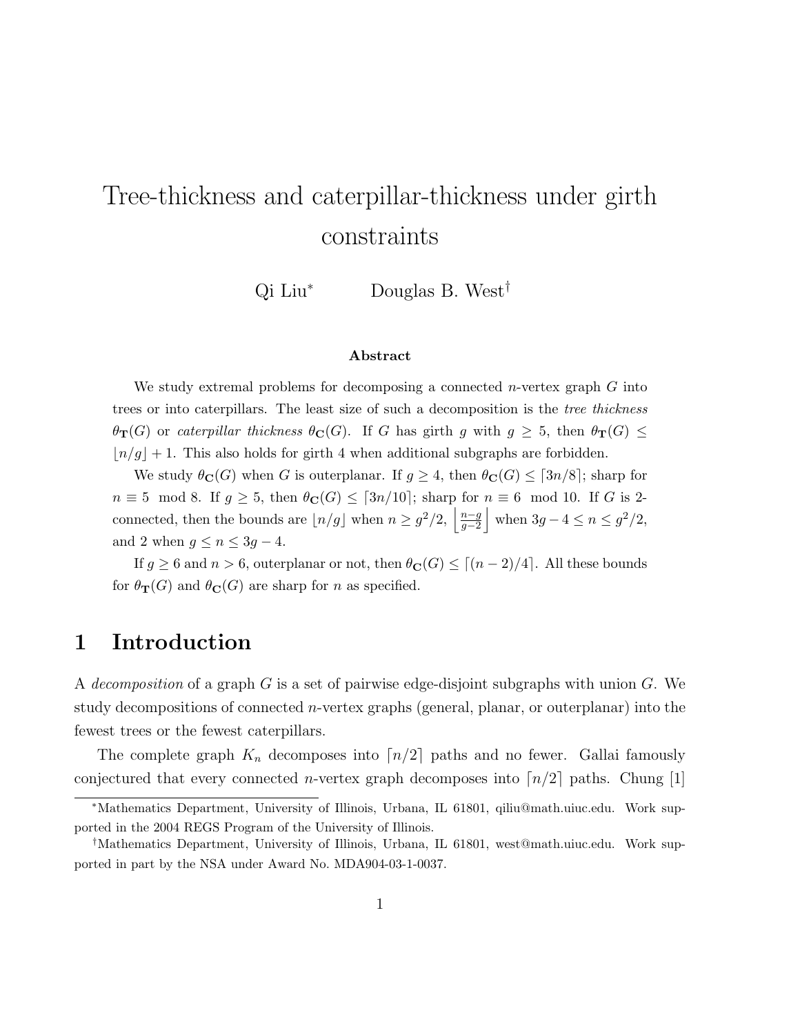# Tree-thickness and caterpillar-thickness under girth constraints

Qi Liu[*] Douglas B. West[†]

### Abstract

We study extremal problems for decomposing a connected $n$-vertex graph $G$ into trees or into caterpillars. The least size of such a decomposition is the *tree thickness* $\theta_{\mathbf{T}}(G)$ or *caterpillar thickness* $\theta_{\mathbf{C}}(G)$. If $G$ has girth $g$ with $g \geq 5$, then $\theta_{\mathbf{T}}(G) \leq \lfloor n/g \rfloor + 1$. This also holds for girth 4 when additional subgraphs are forbidden.

We study $\theta_{\mathbf{C}}(G)$ when $G$ is outerplanar. If $g \geq 4$, then $\theta_{\mathbf{C}}(G) \leq \lceil 3n/8 \rceil$; sharp for $n \equiv 5 \mod 8$. If $g \geq 5$, then $\theta_{\mathbf{C}}(G) \leq \lceil 3n/10 \rceil$; sharp for $n \equiv 6 \mod 10$. If $G$ is 2-connected, then the bounds are $\lfloor n/g \rfloor$ when $n \geq g^2/2$, $\left\lfloor \frac{n-g}{g-2} \right\rfloor$ when $3g-4 \leq n \leq g^2/2$, and 2 when $g \leq n \leq 3g-4$.

If $g \geq 6$ and $n > 6$, outerplanar or not, then $\theta_{\mathbf{C}}(G) \leq \lceil (n-2)/4 \rceil$. All these bounds for $\theta_{\mathbf{T}}(G)$ and $\theta_{\mathbf{C}}(G)$ are sharp for $n$ as specified.

## 1 Introduction

A *decomposition* of a graph $G$ is a set of pairwise edge-disjoint subgraphs with union $G$. We study decompositions of connected $n$-vertex graphs (general, planar, or outerplanar) into the fewest trees or the fewest caterpillars.

The complete graph $K_n$ decomposes into $\lceil n/2 \rceil$ paths and no fewer. Gallai famously conjectured that every connected $n$-vertex graph decomposes into $\lceil n/2 \rceil$ paths. Chung [1]

---

[*] Mathematics Department, University of Illinois, Urbana, IL 61801, qiliu@math.uiuc.edu. Work supported in the 2004 REGS Program of the University of Illinois.

[†] Mathematics Department, University of Illinois, Urbana, IL 61801, west@math.uiuc.edu. Work supported in part by the NSA under Award No. MDA904-03-1-0037.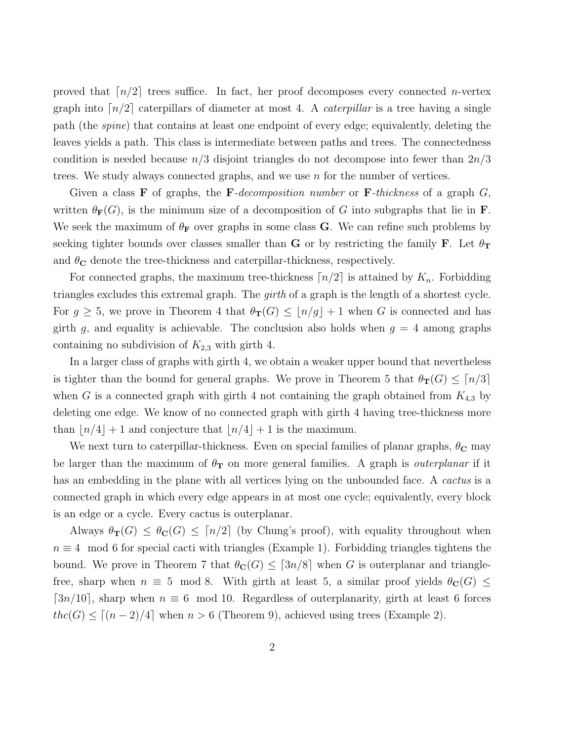proved that $\lceil n/2 \rceil$ trees suffice. In fact, her proof decomposes every connected $n$-vertex graph into $\lceil n/2 \rceil$ caterpillars of diameter at most 4. A *caterpillar* is a tree having a single path (the *spine*) that contains at least one endpoint of every edge; equivalently, deleting the leaves yields a path. This class is intermediate between paths and trees. The connectedness condition is needed because $n/3$ disjoint triangles do not decompose into fewer than $2n/3$ trees. We study always connected graphs, and we use $n$ for the number of vertices.

Given a class $\mathbf{F}$ of graphs, the $\mathbf{F}$-*decomposition number* or $\mathbf{F}$-*thickness* of a graph $G$, written $\theta_{\mathbf{F}}(G)$, is the minimum size of a decomposition of $G$ into subgraphs that lie in $\mathbf{F}$. We seek the maximum of $\theta_{\mathbf{F}}$ over graphs in some class $\mathbf{G}$. We can refine such problems by seeking tighter bounds over classes smaller than $\mathbf{G}$ or by restricting the family $\mathbf{F}$. Let $\theta_{\mathbf{T}}$ and $\theta_{\mathbf{C}}$ denote the tree-thickness and caterpillar-thickness, respectively.

For connected graphs, the maximum tree-thickness $\lceil n/2 \rceil$ is attained by $K_n$. Forbidding triangles excludes this extremal graph. The *girth* of a graph is the length of a shortest cycle. For $g \geq 5$, we prove in Theorem 4 that $\theta_{\mathbf{T}}(G) \leq \lfloor n/g \rfloor + 1$ when $G$ is connected and has girth $g$, and equality is achievable. The conclusion also holds when $g = 4$ among graphs containing no subdivision of $K_{2,3}$ with girth 4.

In a larger class of graphs with girth 4, we obtain a weaker upper bound that nevertheless is tighter than the bound for general graphs. We prove in Theorem 5 that $\theta_{\mathbf{T}}(G) \leq \lceil n/3 \rceil$ when $G$ is a connected graph with girth 4 not containing the graph obtained from $K_{4,3}$ by deleting one edge. We know of no connected graph with girth 4 having tree-thickness more than $\lfloor n/4 \rfloor + 1$ and conjecture that $\lfloor n/4 \rfloor + 1$ is the maximum.

We next turn to caterpillar-thickness. Even on special families of planar graphs, $\theta_{\mathbf{C}}$ may be larger than the maximum of $\theta_{\mathbf{T}}$ on more general families. A graph is *outerplanar* if it has an embedding in the plane with all vertices lying on the unbounded face. A *cactus* is a connected graph in which every edge appears in at most one cycle; equivalently, every block is an edge or a cycle. Every cactus is outerplanar.

Always $\theta_{\mathbf{T}}(G) \leq \theta_{\mathbf{C}}(G) \leq \lceil n/2 \rceil$ (by Chung's proof), with equality throughout when $n \equiv 4 \mod 6$ for special cacti with triangles (Example 1). Forbidding triangles tightens the bound. We prove in Theorem 7 that $\theta_{\mathbf{C}}(G) \leq \lceil 3n/8 \rceil$ when $G$ is outerplanar and triangle-free, sharp when $n \equiv 5 \mod 8$. With girth at least 5, a similar proof yields $\theta_{\mathbf{C}}(G) \leq \lceil 3n/10 \rceil$, sharp when $n \equiv 6 \mod 10$. Regardless of outerplanarity, girth at least 6 forces $thc(G) \leq \lceil (n-2)/4 \rceil$ when $n > 6$ (Theorem 9), achieved using trees (Example 2).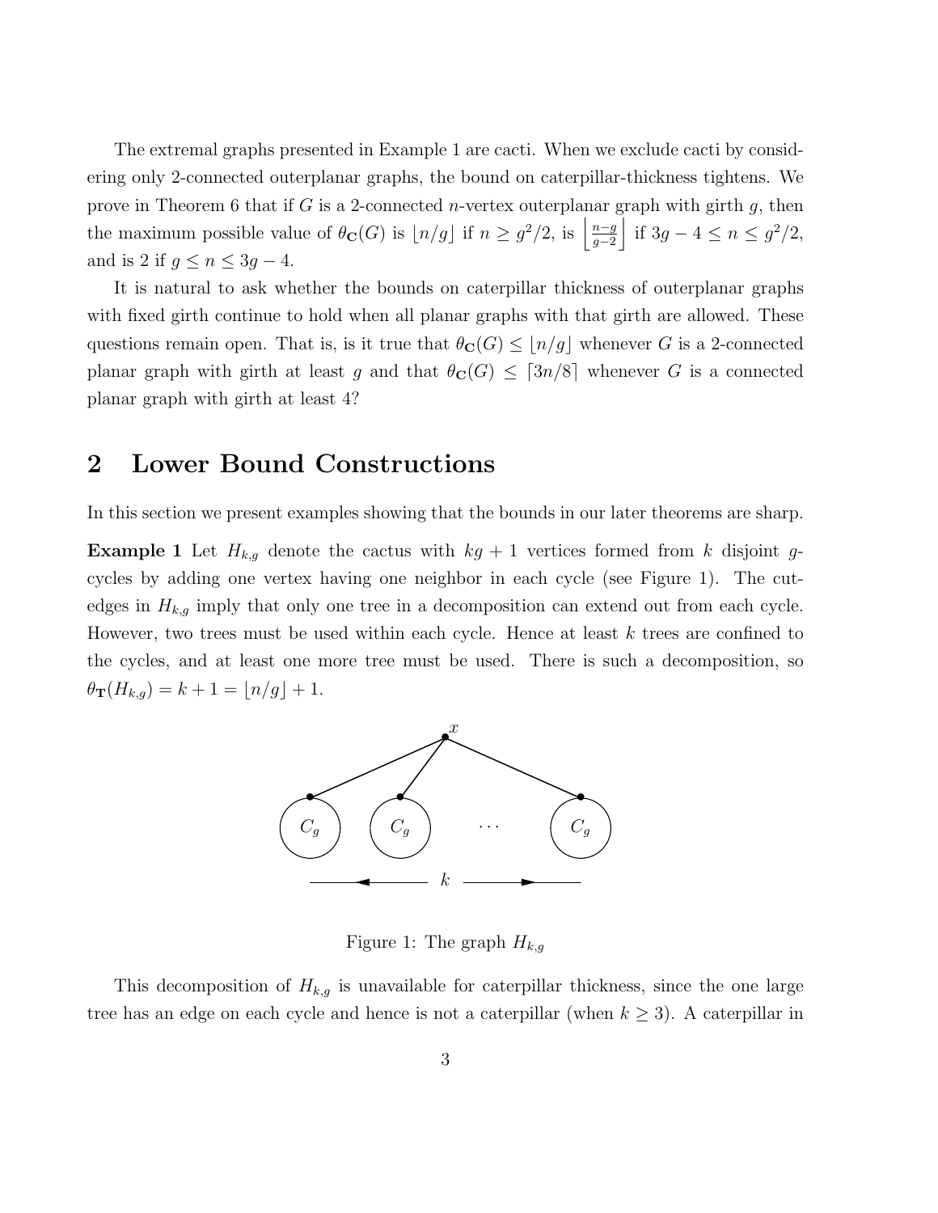The extremal graphs presented in Example 1 are cacti. When we exclude cacti by considering only 2-connected outerplanar graphs, the bound on caterpillar-thickness tightens. We prove in Theorem 6 that if $G$ is a 2-connected $n$-vertex outerplanar graph with girth $g$, then the maximum possible value of $\theta_{\mathbf{C}}(G)$ is $\lfloor n/g \rfloor$ if $n \geq g^2/2$, is $\left\lfloor \frac{n-g}{g-2} \right\rfloor$ if $3g-4 \leq n \leq g^2/2$, and is 2 if $g \leq n \leq 3g-4$.

It is natural to ask whether the bounds on caterpillar thickness of outerplanar graphs with fixed girth continue to hold when all planar graphs with that girth are allowed. These questions remain open. That is, is it true that $\theta_{\mathbf{C}}(G) \leq \lfloor n/g \rfloor$ whenever $G$ is a 2-connected planar graph with girth at least $g$ and that $\theta_{\mathbf{C}}(G) \leq \lceil 3n/8 \rceil$ whenever $G$ is a connected planar graph with girth at least 4?

## 2 Lower Bound Constructions

In this section we present examples showing that the bounds in our later theorems are sharp.

**Example 1** Let $H_{k,g}$ denote the cactus with $kg+1$ vertices formed from $k$ disjoint $g$-cycles by adding one vertex having one neighbor in each cycle (see Figure 1). The cut-edges in $H_{k,g}$ imply that only one tree in a decomposition can extend out from each cycle. However, two trees must be used within each cycle. Hence at least $k$ trees are confined to the cycles, and at least one more tree must be used. There is such a decomposition, so $\theta_{\mathbf{T}}(H_{k,g}) = k+1 = \lfloor n/g \rfloor + 1$.

Figure 1: The graph $H_{k,g}$

This decomposition of $H_{k,g}$ is unavailable for caterpillar thickness, since the one large tree has an edge on each cycle and hence is not a caterpillar (when $k \geq 3$). A caterpillar in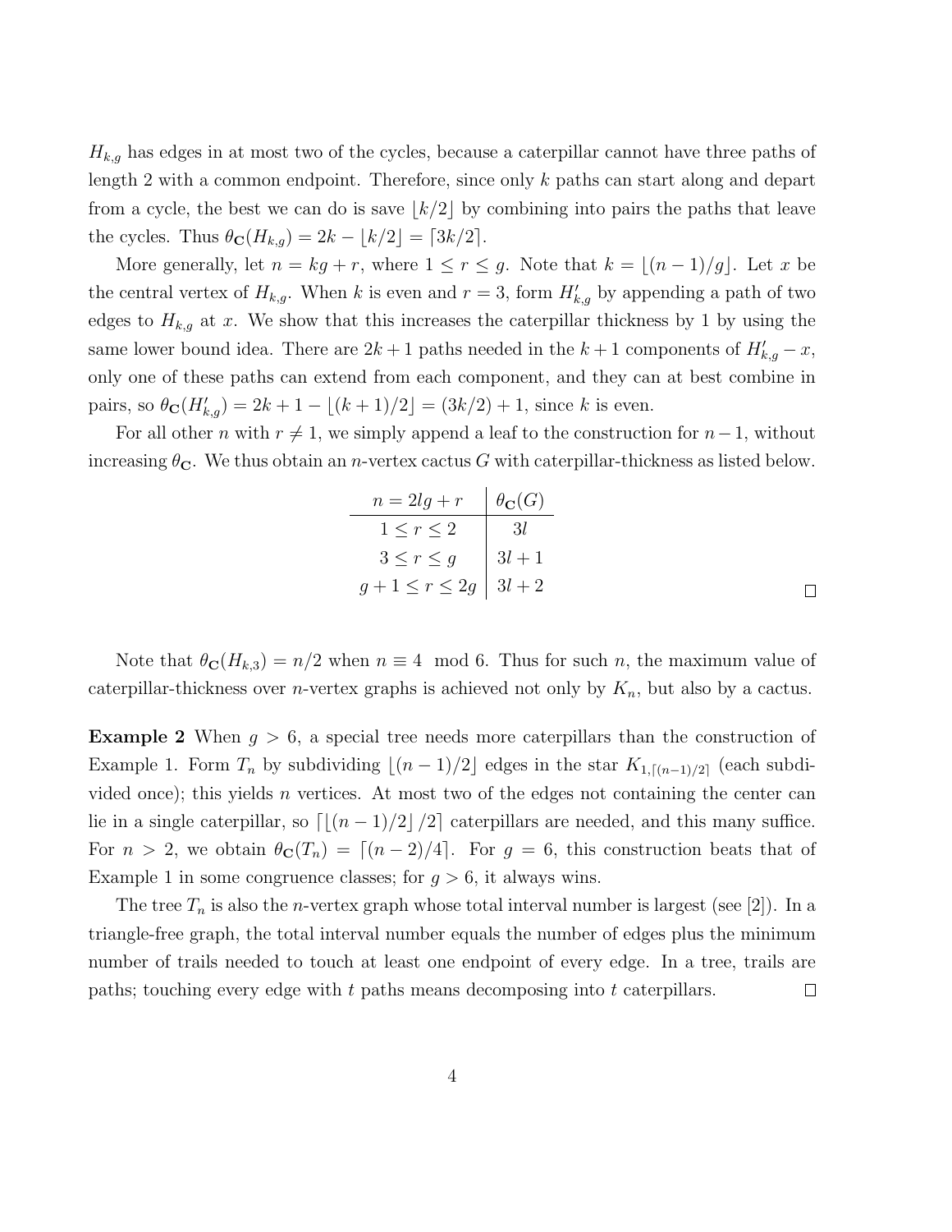$H_{k,g}$ has edges in at most two of the cycles, because a caterpillar cannot have three paths of length 2 with a common endpoint. Therefore, since only $k$ paths can start along and depart from a cycle, the best we can do is save $\lfloor k/2 \rfloor$ by combining into pairs the paths that leave the cycles. Thus $\theta_{\mathbf{C}}(H_{k,g}) = 2k - \lfloor k/2 \rfloor = \lceil 3k/2 \rceil$.

More generally, let $n = kg + r$, where $1 \le r \le g$. Note that $k = \lfloor (n-1)/g \rfloor$. Let $x$ be the central vertex of $H_{k,g}$. When $k$ is even and $r = 3$, form $H'_{k,g}$ by appending a path of two edges to $H_{k,g}$ at $x$. We show that this increases the caterpillar thickness by 1 by using the same lower bound idea. There are $2k+1$ paths needed in the $k+1$ components of $H'_{k,g} - x$, only one of these paths can extend from each component, and they can at best combine in pairs, so $\theta_{\mathbf{C}}(H'_{k,g}) = 2k + 1 - \lfloor (k+1)/2 \rfloor = (3k/2) + 1$, since $k$ is even.

For all other $n$ with $r \neq 1$, we simply append a leaf to the construction for $n-1$, without increasing $\theta_{\mathbf{C}}$. We thus obtain an $n$-vertex cactus $G$ with caterpillar-thickness as listed below.

| $n = 2lg + r$ | $\theta_{\mathbf{C}}(G)$ |
|---|---|
| $1 \le r \le 2$ | $3l$ |
| $3 \le r \le g$ | $3l + 1$ |
| $g + 1 \le r \le 2g$ | $3l + 2$ |

□

Note that $\theta_{\mathbf{C}}(H_{k,3}) = n/2$ when $n \equiv 4 \mod 6$. Thus for such $n$, the maximum value of caterpillar-thickness over $n$-vertex graphs is achieved not only by $K_n$, but also by a cactus.

**Example 2** When $g > 6$, a special tree needs more caterpillars than the construction of Example 1. Form $T_n$ by subdividing $\lfloor (n-1)/2 \rfloor$ edges in the star $K_{1,\lceil (n-1)/2 \rceil}$ (each subdivided once); this yields $n$ vertices. At most two of the edges not containing the center can lie in a single caterpillar, so $\lceil \lfloor (n-1)/2 \rfloor /2 \rceil$ caterpillars are needed, and this many suffice. For $n > 2$, we obtain $\theta_{\mathbf{C}}(T_n) = \lceil (n-2)/4 \rceil$. For $g = 6$, this construction beats that of Example 1 in some congruence classes; for $g > 6$, it always wins.

The tree $T_n$ is also the $n$-vertex graph whose total interval number is largest (see [2]). In a triangle-free graph, the total interval number equals the number of edges plus the minimum number of trails needed to touch at least one endpoint of every edge. In a tree, trails are paths; touching every edge with $t$ paths means decomposing into $t$ caterpillars. □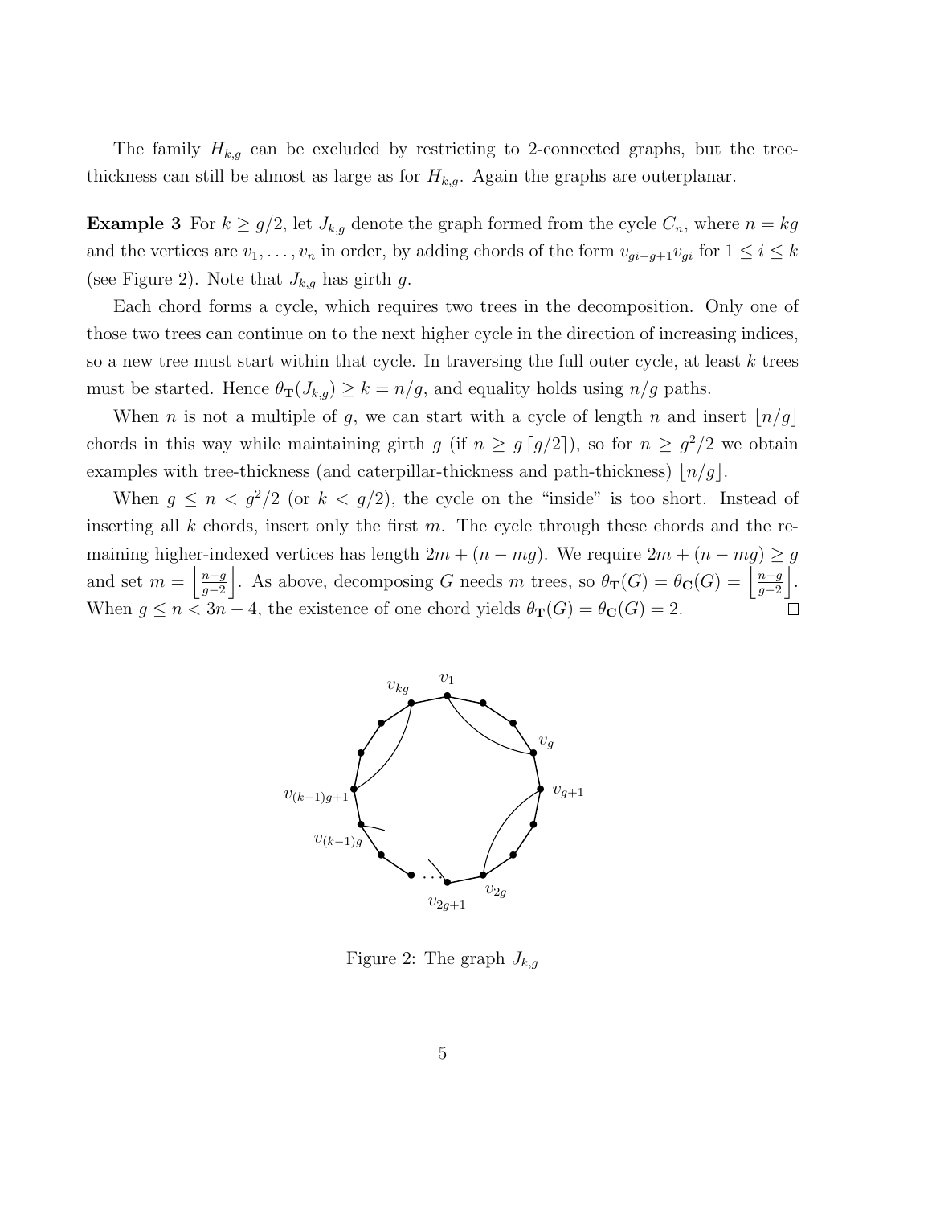The family $H_{k,g}$ can be excluded by restricting to 2-connected graphs, but the tree-thickness can still be almost as large as for $H_{k,g}$. Again the graphs are outerplanar.

**Example 3** For $k \geq g/2$, let $J_{k,g}$ denote the graph formed from the cycle $C_n$, where $n = kg$ and the vertices are $v_1, \ldots, v_n$ in order, by adding chords of the form $v_{gi-g+1}v_{gi}$ for $1 \leq i \leq k$ (see Figure 2). Note that $J_{k,g}$ has girth $g$.

Each chord forms a cycle, which requires two trees in the decomposition. Only one of those two trees can continue on to the next higher cycle in the direction of increasing indices, so a new tree must start within that cycle. In traversing the full outer cycle, at least $k$ trees must be started. Hence $\theta_{\mathbf{T}}(J_{k,g}) \geq k = n/g$, and equality holds using $n/g$ paths.

When $n$ is not a multiple of $g$, we can start with a cycle of length $n$ and insert $\lfloor n/g \rfloor$ chords in this way while maintaining girth $g$ (if $n \geq g \lceil g/2 \rceil$), so for $n \geq g^2/2$ we obtain examples with tree-thickness (and caterpillar-thickness and path-thickness) $\lfloor n/g \rfloor$.

When $g \leq n < g^2/2$ (or $k < g/2$), the cycle on the "inside" is too short. Instead of inserting all $k$ chords, insert only the first $m$. The cycle through these chords and the remaining higher-indexed vertices has length $2m + (n - mg)$. We require $2m + (n - mg) \geq g$ and set $m = \left\lfloor \frac{n-g}{g-2} \right\rfloor$. As above, decomposing $G$ needs $m$ trees, so $\theta_{\mathbf{T}}(G) = \theta_{\mathbf{C}}(G) = \left\lfloor \frac{n-g}{g-2} \right\rfloor$. When $g \leq n < 3n - 4$, the existence of one chord yields $\theta_{\mathbf{T}}(G) = \theta_{\mathbf{C}}(G) = 2$. $\square$

Figure 2: The graph $J_{k,g}$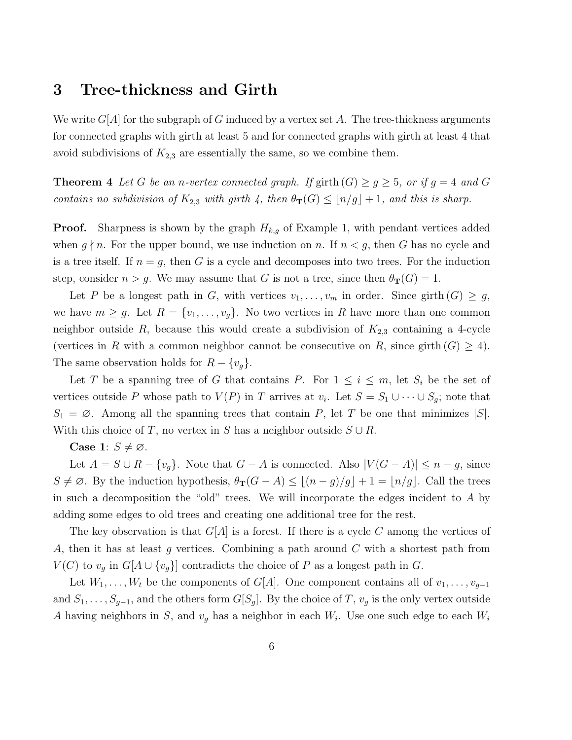## 3 Tree-thickness and Girth

We write $G[A]$ for the subgraph of $G$ induced by a vertex set $A$. The tree-thickness arguments for connected graphs with girth at least 5 and for connected graphs with girth at least 4 that avoid subdivisions of $K_{2,3}$ are essentially the same, so we combine them.

**Theorem 4** *Let $G$ be an $n$-vertex connected graph. If $\text{girth}\,(G) \geq g \geq 5$, or if $g = 4$ and $G$ contains no subdivision of $K_{2,3}$ with girth 4, then $\theta_{\mathbf{T}}(G) \leq \lfloor n/g \rfloor + 1$, and this is sharp.*

**Proof.** Sharpness is shown by the graph $H_{k,g}$ of Example 1, with pendant vertices added when $g \nmid n$. For the upper bound, we use induction on $n$. If $n < g$, then $G$ has no cycle and is a tree itself. If $n = g$, then $G$ is a cycle and decomposes into two trees. For the induction step, consider $n > g$. We may assume that $G$ is not a tree, since then $\theta_{\mathbf{T}}(G) = 1$.

Let $P$ be a longest path in $G$, with vertices $v_1, \ldots, v_m$ in order. Since $\text{girth}\,(G) \geq g$, we have $m \geq g$. Let $R = \{v_1, \ldots, v_g\}$. No two vertices in $R$ have more than one common neighbor outside $R$, because this would create a subdivision of $K_{2,3}$ containing a 4-cycle (vertices in $R$ with a common neighbor cannot be consecutive on $R$, since $\text{girth}\,(G) \geq 4$). The same observation holds for $R - \{v_g\}$.

Let $T$ be a spanning tree of $G$ that contains $P$. For $1 \leq i \leq m$, let $S_i$ be the set of vertices outside $P$ whose path to $V(P)$ in $T$ arrives at $v_i$. Let $S = S_1 \cup \cdots \cup S_g$; note that $S_1 = \varnothing$. Among all the spanning trees that contain $P$, let $T$ be one that minimizes $|S|$. With this choice of $T$, no vertex in $S$ has a neighbor outside $S \cup R$.

**Case 1**: $S \neq \varnothing$.

Let $A = S \cup R - \{v_g\}$. Note that $G - A$ is connected. Also $|V(G - A)| \leq n - g$, since $S \neq \varnothing$. By the induction hypothesis, $\theta_{\mathbf{T}}(G - A) \leq \lfloor (n - g)/g \rfloor + 1 = \lfloor n/g \rfloor$. Call the trees in such a decomposition the "old" trees. We will incorporate the edges incident to $A$ by adding some edges to old trees and creating one additional tree for the rest.

The key observation is that $G[A]$ is a forest. If there is a cycle $C$ among the vertices of $A$, then it has at least $g$ vertices. Combining a path around $C$ with a shortest path from $V(C)$ to $v_g$ in $G[A \cup \{v_g\}]$ contradicts the choice of $P$ as a longest path in $G$.

Let $W_1, \ldots, W_t$ be the components of $G[A]$. One component contains all of $v_1, \ldots, v_{g-1}$ and $S_1, \ldots, S_{g-1}$, and the others form $G[S_g]$. By the choice of $T$, $v_g$ is the only vertex outside $A$ having neighbors in $S$, and $v_g$ has a neighbor in each $W_i$. Use one such edge to each $W_i$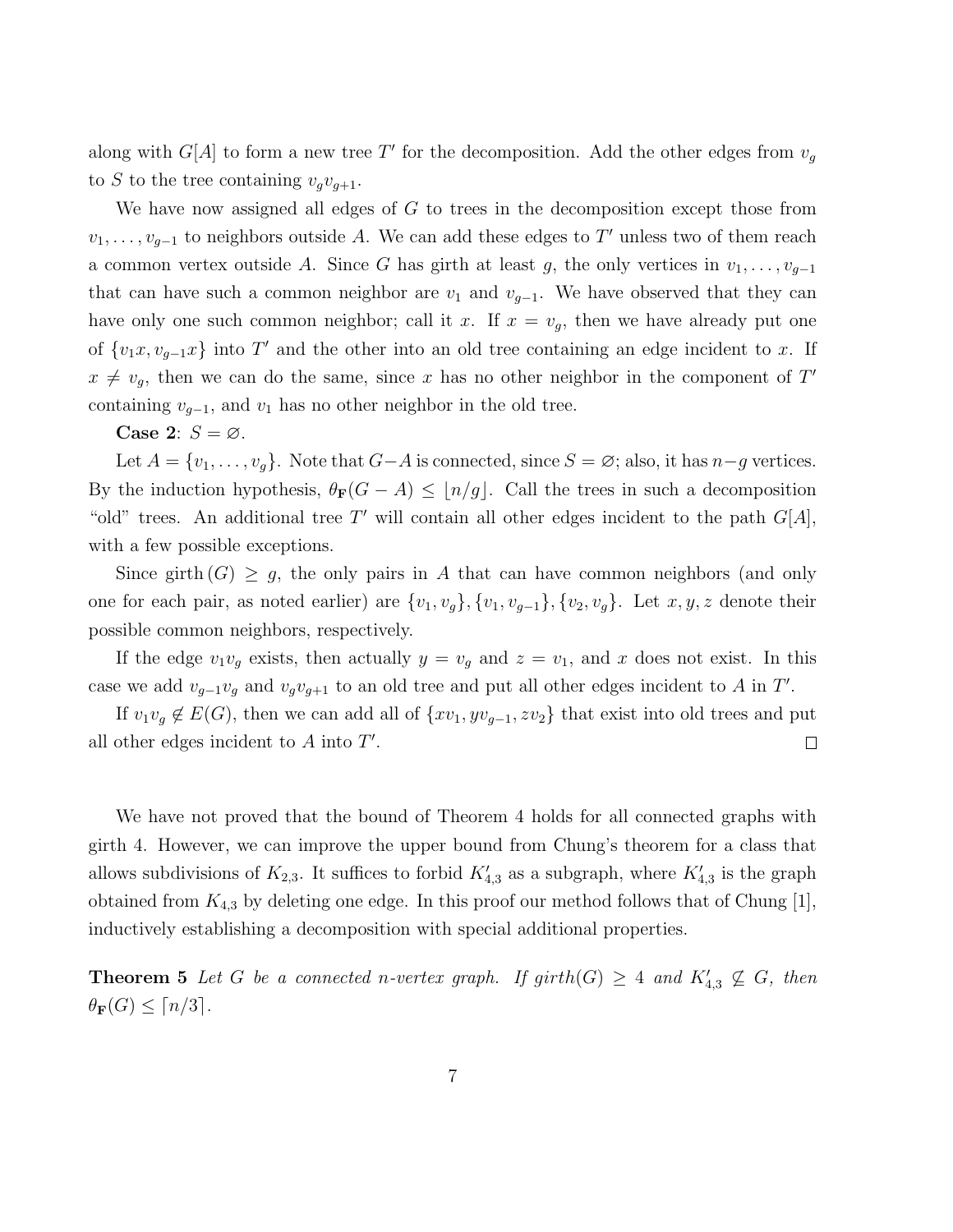along with $G[A]$ to form a new tree $T'$ for the decomposition. Add the other edges from $v_g$ to $S$ to the tree containing $v_g v_{g+1}$.

We have now assigned all edges of $G$ to trees in the decomposition except those from $v_1, \ldots, v_{g-1}$ to neighbors outside $A$. We can add these edges to $T'$ unless two of them reach a common vertex outside $A$. Since $G$ has girth at least $g$, the only vertices in $v_1, \ldots, v_{g-1}$ that can have such a common neighbor are $v_1$ and $v_{g-1}$. We have observed that they can have only one such common neighbor; call it $x$. If $x = v_g$, then we have already put one of $\{v_1 x, v_{g-1} x\}$ into $T'$ and the other into an old tree containing an edge incident to $x$. If $x \neq v_g$, then we can do the same, since $x$ has no other neighbor in the component of $T'$ containing $v_{g-1}$, and $v_1$ has no other neighbor in the old tree.

**Case 2**: $S = \varnothing$.

Let $A = \{v_1, \ldots, v_g\}$. Note that $G - A$ is connected, since $S = \varnothing$; also, it has $n - g$ vertices. By the induction hypothesis, $\theta_{\mathbf{F}}(G - A) \leq \lfloor n/g \rfloor$. Call the trees in such a decomposition "old" trees. An additional tree $T'$ will contain all other edges incident to the path $G[A]$, with a few possible exceptions.

Since $\text{girth}\,(G) \geq g$, the only pairs in $A$ that can have common neighbors (and only one for each pair, as noted earlier) are $\{v_1, v_g\}, \{v_1, v_{g-1}\}, \{v_2, v_g\}$. Let $x, y, z$ denote their possible common neighbors, respectively.

If the edge $v_1 v_g$ exists, then actually $y = v_g$ and $z = v_1$, and $x$ does not exist. In this case we add $v_{g-1} v_g$ and $v_g v_{g+1}$ to an old tree and put all other edges incident to $A$ in $T'$.

If $v_1 v_g \notin E(G)$, then we can add all of $\{x v_1, y v_{g-1}, z v_2\}$ that exist into old trees and put all other edges incident to $A$ into $T'$. $\square$

We have not proved that the bound of Theorem 4 holds for all connected graphs with girth 4. However, we can improve the upper bound from Chung's theorem for a class that allows subdivisions of $K_{2,3}$. It suffices to forbid $K'_{4,3}$ as a subgraph, where $K'_{4,3}$ is the graph obtained from $K_{4,3}$ by deleting one edge. In this proof our method follows that of Chung [1], inductively establishing a decomposition with special additional properties.

**Theorem 5** *Let $G$ be a connected $n$-vertex graph. If $\text{girth}(G) \geq 4$ and $K'_{4,3} \not\subseteq G$, then $\theta_{\mathbf{F}}(G) \leq \lceil n/3 \rceil$.*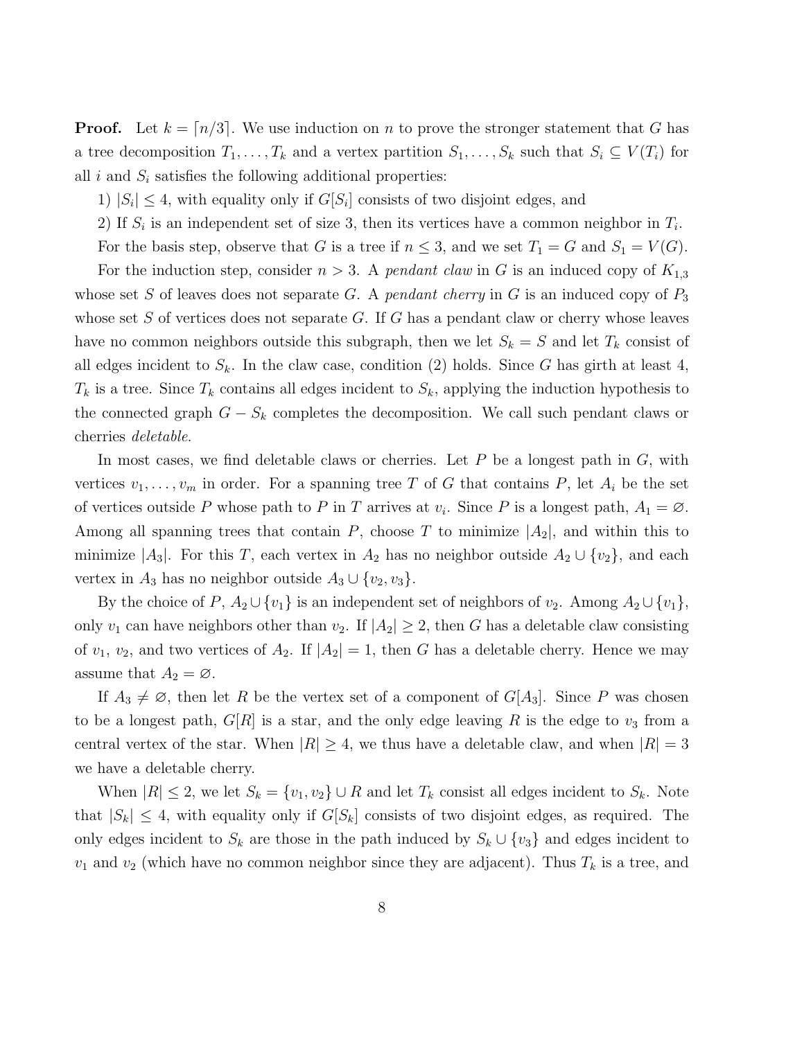**Proof.** Let $k = \lceil n/3 \rceil$. We use induction on $n$ to prove the stronger statement that $G$ has a tree decomposition $T_1, \ldots, T_k$ and a vertex partition $S_1, \ldots, S_k$ such that $S_i \subseteq V(T_i)$ for all $i$ and $S_i$ satisfies the following additional properties:

1) $|S_i| \le 4$, with equality only if $G[S_i]$ consists of two disjoint edges, and

2) If $S_i$ is an independent set of size 3, then its vertices have a common neighbor in $T_i$.

For the basis step, observe that $G$ is a tree if $n \le 3$, and we set $T_1 = G$ and $S_1 = V(G)$.

For the induction step, consider $n > 3$. A *pendant claw* in $G$ is an induced copy of $K_{1,3}$ whose set $S$ of leaves does not separate $G$. A *pendant cherry* in $G$ is an induced copy of $P_3$ whose set $S$ of vertices does not separate $G$. If $G$ has a pendant claw or cherry whose leaves have no common neighbors outside this subgraph, then we let $S_k = S$ and let $T_k$ consist of all edges incident to $S_k$. In the claw case, condition (2) holds. Since $G$ has girth at least 4, $T_k$ is a tree. Since $T_k$ contains all edges incident to $S_k$, applying the induction hypothesis to the connected graph $G - S_k$ completes the decomposition. We call such pendant claws or cherries *deletable*.

In most cases, we find deletable claws or cherries. Let $P$ be a longest path in $G$, with vertices $v_1, \ldots, v_m$ in order. For a spanning tree $T$ of $G$ that contains $P$, let $A_i$ be the set of vertices outside $P$ whose path to $P$ in $T$ arrives at $v_i$. Since $P$ is a longest path, $A_1 = \varnothing$. Among all spanning trees that contain $P$, choose $T$ to minimize $|A_2|$, and within this to minimize $|A_3|$. For this $T$, each vertex in $A_2$ has no neighbor outside $A_2 \cup \{v_2\}$, and each vertex in $A_3$ has no neighbor outside $A_3 \cup \{v_2, v_3\}$.

By the choice of $P$, $A_2 \cup \{v_1\}$ is an independent set of neighbors of $v_2$. Among $A_2 \cup \{v_1\}$, only $v_1$ can have neighbors other than $v_2$. If $|A_2| \ge 2$, then $G$ has a deletable claw consisting of $v_1$, $v_2$, and two vertices of $A_2$. If $|A_2| = 1$, then $G$ has a deletable cherry. Hence we may assume that $A_2 = \varnothing$.

If $A_3 \ne \varnothing$, then let $R$ be the vertex set of a component of $G[A_3]$. Since $P$ was chosen to be a longest path, $G[R]$ is a star, and the only edge leaving $R$ is the edge to $v_3$ from a central vertex of the star. When $|R| \ge 4$, we thus have a deletable claw, and when $|R| = 3$ we have a deletable cherry.

When $|R| \le 2$, we let $S_k = \{v_1, v_2\} \cup R$ and let $T_k$ consist all edges incident to $S_k$. Note that $|S_k| \le 4$, with equality only if $G[S_k]$ consists of two disjoint edges, as required. The only edges incident to $S_k$ are those in the path induced by $S_k \cup \{v_3\}$ and edges incident to $v_1$ and $v_2$ (which have no common neighbor since they are adjacent). Thus $T_k$ is a tree, and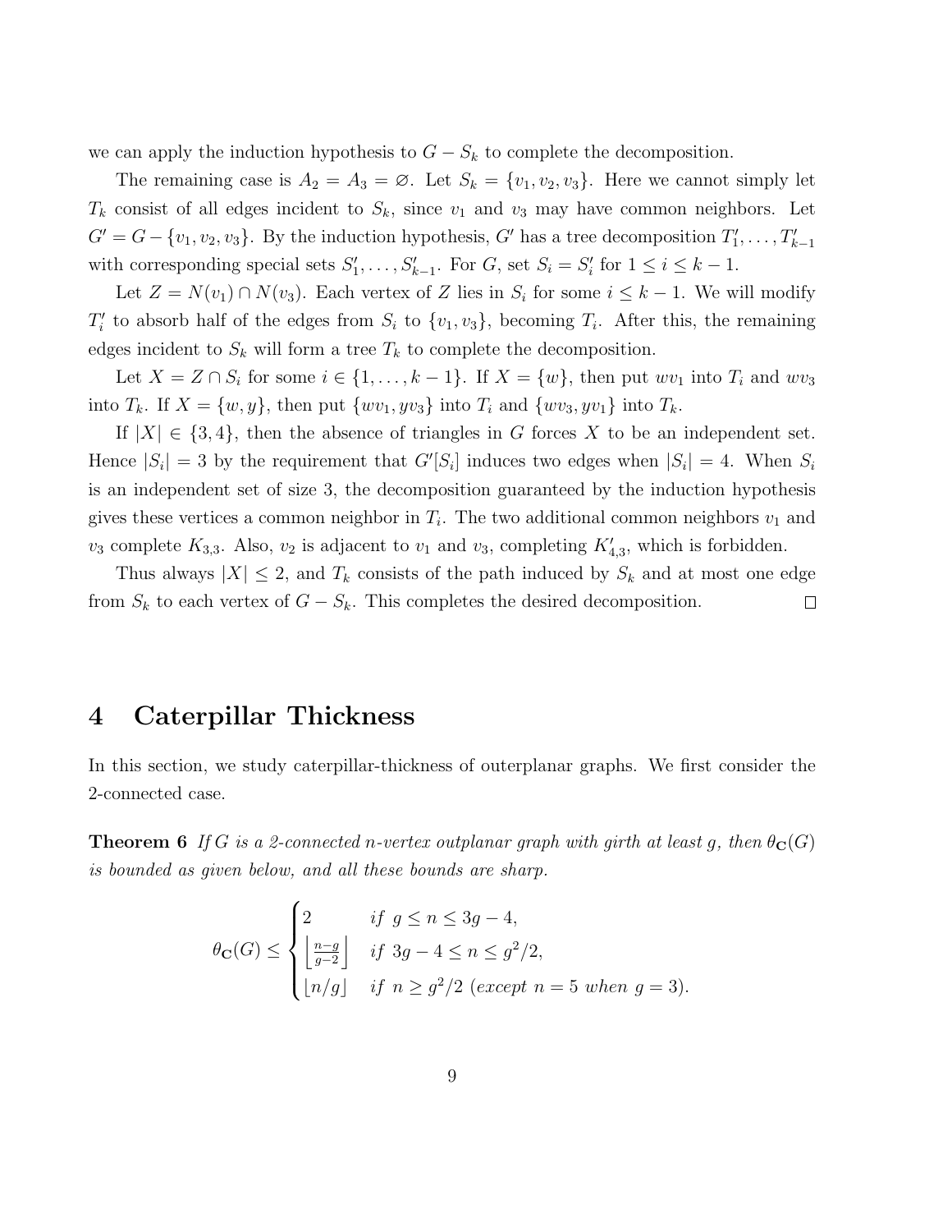we can apply the induction hypothesis to $G - S_k$ to complete the decomposition.

The remaining case is $A_2 = A_3 = \varnothing$. Let $S_k = \{v_1, v_2, v_3\}$. Here we cannot simply let $T_k$ consist of all edges incident to $S_k$, since $v_1$ and $v_3$ may have common neighbors. Let $G' = G - \{v_1, v_2, v_3\}$. By the induction hypothesis, $G'$ has a tree decomposition $T_1', \ldots, T_{k-1}'$ with corresponding special sets $S_1', \ldots, S_{k-1}'$. For $G$, set $S_i = S_i'$ for $1 \le i \le k-1$.

Let $Z = N(v_1) \cap N(v_3)$. Each vertex of $Z$ lies in $S_i$ for some $i \le k-1$. We will modify $T_i'$ to absorb half of the edges from $S_i$ to $\{v_1, v_3\}$, becoming $T_i$. After this, the remaining edges incident to $S_k$ will form a tree $T_k$ to complete the decomposition.

Let $X = Z \cap S_i$ for some $i \in \{1, \ldots, k-1\}$. If $X = \{w\}$, then put $wv_1$ into $T_i$ and $wv_3$ into $T_k$. If $X = \{w, y\}$, then put $\{wv_1, yv_3\}$ into $T_i$ and $\{wv_3, yv_1\}$ into $T_k$.

If $|X| \in \{3, 4\}$, then the absence of triangles in $G$ forces $X$ to be an independent set. Hence $|S_i| = 3$ by the requirement that $G'[S_i]$ induces two edges when $|S_i| = 4$. When $S_i$ is an independent set of size 3, the decomposition guaranteed by the induction hypothesis gives these vertices a common neighbor in $T_i$. The two additional common neighbors $v_1$ and $v_3$ complete $K_{3,3}$. Also, $v_2$ is adjacent to $v_1$ and $v_3$, completing $K_{4,3}'$, which is forbidden.

Thus always $|X| \le 2$, and $T_k$ consists of the path induced by $S_k$ and at most one edge from $S_k$ to each vertex of $G - S_k$. This completes the desired decomposition. $\square$

# 4 Caterpillar Thickness

In this section, we study caterpillar-thickness of outerplanar graphs. We first consider the 2-connected case.

**Theorem 6** *If $G$ is a 2-connected $n$-vertex outplanar graph with girth at least $g$, then $\theta_{\mathbf{C}}(G)$ is bounded as given below, and all these bounds are sharp.*

$$\theta_{\mathbf{C}}(G) \le \begin{cases} 2 & \text{if } g \le n \le 3g-4, \\ \left\lfloor \frac{n-g}{g-2} \right\rfloor & \text{if } 3g-4 \le n \le g^2/2, \\ \lfloor n/g \rfloor & \text{if } n \ge g^2/2 \text{ (except } n=5 \text{ when } g=3). \end{cases}$$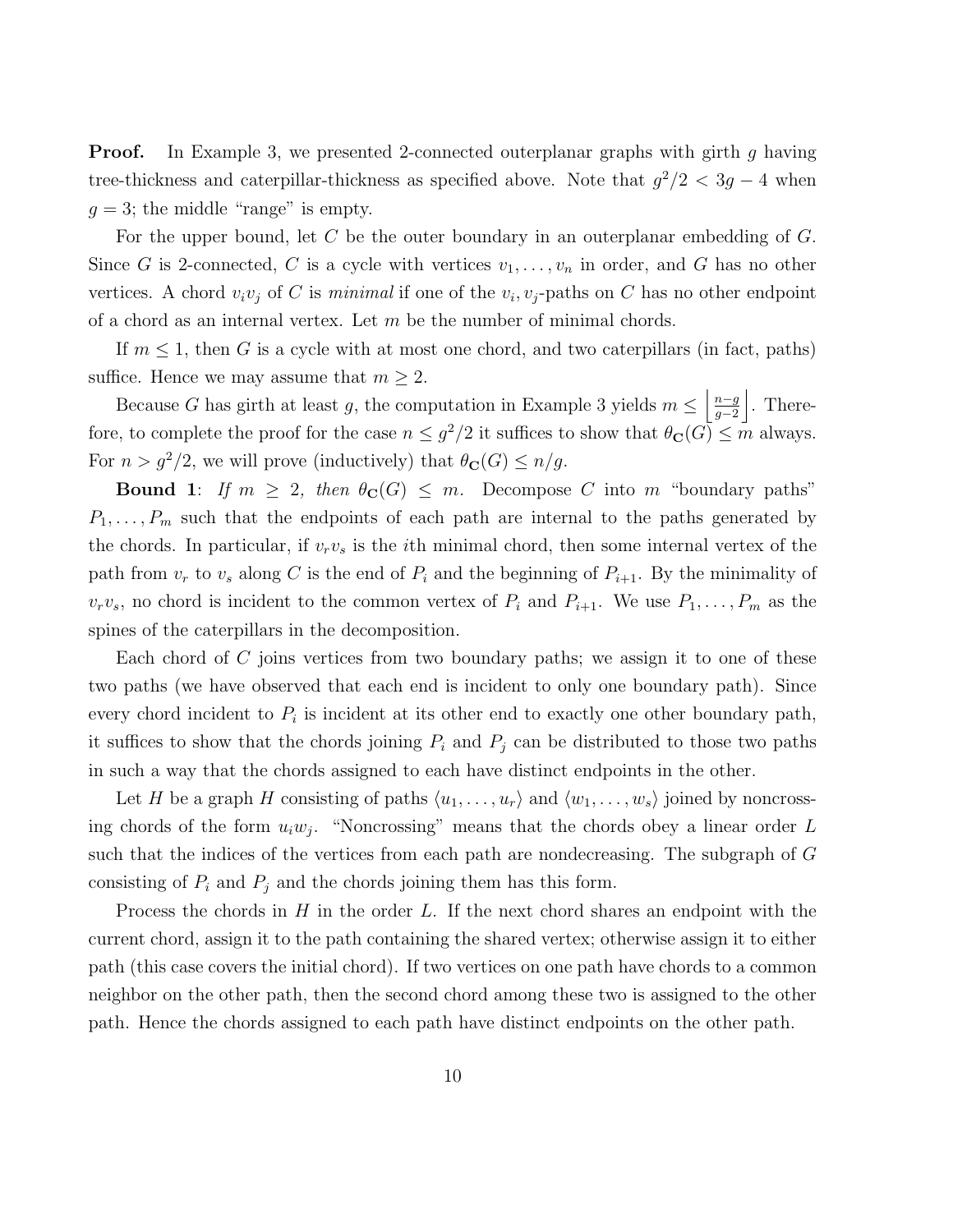**Proof.** In Example 3, we presented 2-connected outerplanar graphs with girth $g$ having tree-thickness and caterpillar-thickness as specified above. Note that $g^2/2 < 3g-4$ when $g=3$; the middle "range" is empty.

For the upper bound, let $C$ be the outer boundary in an outerplanar embedding of $G$. Since $G$ is 2-connected, $C$ is a cycle with vertices $v_1, \ldots, v_n$ in order, and $G$ has no other vertices. A chord $v_iv_j$ of $C$ is *minimal* if one of the $v_i, v_j$-paths on $C$ has no other endpoint of a chord as an internal vertex. Let $m$ be the number of minimal chords.

If $m \le 1$, then $G$ is a cycle with at most one chord, and two caterpillars (in fact, paths) suffice. Hence we may assume that $m \ge 2$.

Because $G$ has girth at least $g$, the computation in Example 3 yields $m \le \left\lfloor \frac{n-g}{g-2} \right\rfloor$. Therefore, to complete the proof for the case $n \le g^2/2$ it suffices to show that $\theta_{\mathbf{C}}(G) \le m$ always. For $n > g^2/2$, we will prove (inductively) that $\theta_{\mathbf{C}}(G) \le n/g$.

**Bound 1**: *If $m \ge 2$, then $\theta_{\mathbf{C}}(G) \le m$.* Decompose $C$ into $m$ "boundary paths" $P_1, \ldots, P_m$ such that the endpoints of each path are internal to the paths generated by the chords. In particular, if $v_rv_s$ is the $i$th minimal chord, then some internal vertex of the path from $v_r$ to $v_s$ along $C$ is the end of $P_i$ and the beginning of $P_{i+1}$. By the minimality of $v_rv_s$, no chord is incident to the common vertex of $P_i$ and $P_{i+1}$. We use $P_1, \ldots, P_m$ as the spines of the caterpillars in the decomposition.

Each chord of $C$ joins vertices from two boundary paths; we assign it to one of these two paths (we have observed that each end is incident to only one boundary path). Since every chord incident to $P_i$ is incident at its other end to exactly one other boundary path, it suffices to show that the chords joining $P_i$ and $P_j$ can be distributed to those two paths in such a way that the chords assigned to each have distinct endpoints in the other.

Let $H$ be a graph $H$ consisting of paths $\langle u_1, \ldots, u_r \rangle$ and $\langle w_1, \ldots, w_s \rangle$ joined by noncrossing chords of the form $u_iw_j$. "Noncrossing" means that the chords obey a linear order $L$ such that the indices of the vertices from each path are nondecreasing. The subgraph of $G$ consisting of $P_i$ and $P_j$ and the chords joining them has this form.

Process the chords in $H$ in the order $L$. If the next chord shares an endpoint with the current chord, assign it to the path containing the shared vertex; otherwise assign it to either path (this case covers the initial chord). If two vertices on one path have chords to a common neighbor on the other path, then the second chord among these two is assigned to the other path. Hence the chords assigned to each path have distinct endpoints on the other path.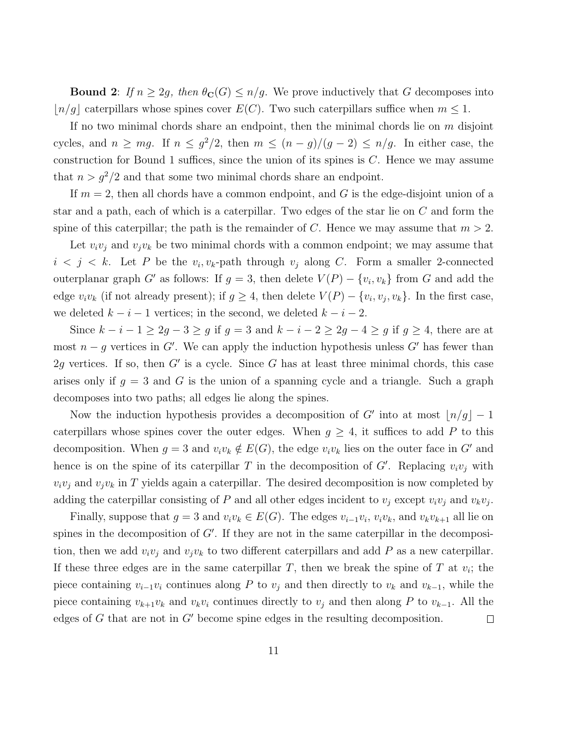**Bound 2**: *If $n \geq 2g$, then $\theta_{\mathbf{C}}(G) \leq n/g$.* We prove inductively that $G$ decomposes into $\lfloor n/g \rfloor$ caterpillars whose spines cover $E(C)$. Two such caterpillars suffice when $m \leq 1$.

If no two minimal chords share an endpoint, then the minimal chords lie on $m$ disjoint cycles, and $n \geq mg$. If $n \leq g^2/2$, then $m \leq (n-g)/(g-2) \leq n/g$. In either case, the construction for Bound 1 suffices, since the union of its spines is $C$. Hence we may assume that $n > g^2/2$ and that some two minimal chords share an endpoint.

If $m = 2$, then all chords have a common endpoint, and $G$ is the edge-disjoint union of a star and a path, each of which is a caterpillar. Two edges of the star lie on $C$ and form the spine of this caterpillar; the path is the remainder of $C$. Hence we may assume that $m > 2$.

Let $v_iv_j$ and $v_jv_k$ be two minimal chords with a common endpoint; we may assume that $i < j < k$. Let $P$ be the $v_i, v_k$-path through $v_j$ along $C$. Form a smaller 2-connected outerplanar graph $G'$ as follows: If $g = 3$, then delete $V(P) - \{v_i, v_k\}$ from $G$ and add the edge $v_iv_k$ (if not already present); if $g \geq 4$, then delete $V(P) - \{v_i, v_j, v_k\}$. In the first case, we deleted $k - i - 1$ vertices; in the second, we deleted $k - i - 2$.

Since $k - i - 1 \geq 2g - 3 \geq g$ if $g = 3$ and $k - i - 2 \geq 2g - 4 \geq g$ if $g \geq 4$, there are at most $n - g$ vertices in $G'$. We can apply the induction hypothesis unless $G'$ has fewer than $2g$ vertices. If so, then $G'$ is a cycle. Since $G$ has at least three minimal chords, this case arises only if $g = 3$ and $G$ is the union of a spanning cycle and a triangle. Such a graph decomposes into two paths; all edges lie along the spines.

Now the induction hypothesis provides a decomposition of $G'$ into at most $\lfloor n/g \rfloor - 1$ caterpillars whose spines cover the outer edges. When $g \geq 4$, it suffices to add $P$ to this decomposition. When $g = 3$ and $v_iv_k \notin E(G)$, the edge $v_iv_k$ lies on the outer face in $G'$ and hence is on the spine of its caterpillar $T$ in the decomposition of $G'$. Replacing $v_iv_j$ with $v_iv_j$ and $v_jv_k$ in $T$ yields again a caterpillar. The desired decomposition is now completed by adding the caterpillar consisting of $P$ and all other edges incident to $v_j$ except $v_iv_j$ and $v_kv_j$.

Finally, suppose that $g = 3$ and $v_iv_k \in E(G)$. The edges $v_{i-1}v_i$, $v_iv_k$, and $v_kv_{k+1}$ all lie on spines in the decomposition of $G'$. If they are not in the same caterpillar in the decomposition, then we add $v_iv_j$ and $v_jv_k$ to two different caterpillars and add $P$ as a new caterpillar. If these three edges are in the same caterpillar $T$, then we break the spine of $T$ at $v_i$; the piece containing $v_{i-1}v_i$ continues along $P$ to $v_j$ and then directly to $v_k$ and $v_{k-1}$, while the piece containing $v_{k+1}v_k$ and $v_kv_i$ continues directly to $v_j$ and then along $P$ to $v_{k-1}$. All the edges of $G$ that are not in $G'$ become spine edges in the resulting decomposition. □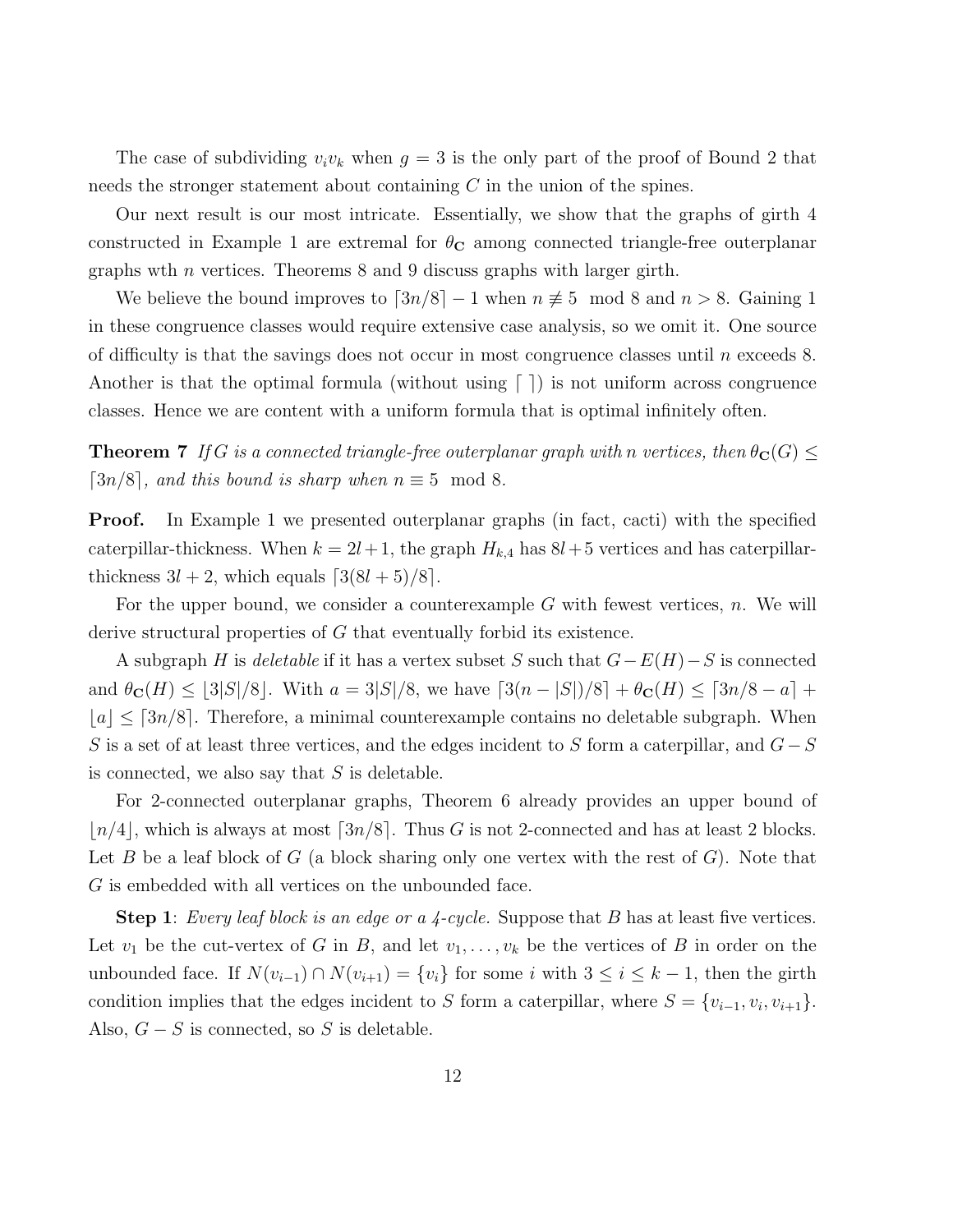The case of subdividing $v_iv_k$ when $g = 3$ is the only part of the proof of Bound 2 that needs the stronger statement about containing $C$ in the union of the spines.

Our next result is our most intricate. Essentially, we show that the graphs of girth 4 constructed in Example 1 are extremal for $\theta_{\mathbf{C}}$ among connected triangle-free outerplanar graphs wth $n$ vertices. Theorems 8 and 9 discuss graphs with larger girth.

We believe the bound improves to $\lceil 3n/8 \rceil - 1$ when $n \not\equiv 5 \mod 8$ and $n > 8$. Gaining 1 in these congruence classes would require extensive case analysis, so we omit it. One source of difficulty is that the savings does not occur in most congruence classes until $n$ exceeds 8. Another is that the optimal formula (without using $\lceil\ \rceil$) is not uniform across congruence classes. Hence we are content with a uniform formula that is optimal infinitely often.

**Theorem 7** *If $G$ is a connected triangle-free outerplanar graph with $n$ vertices, then $\theta_{\mathbf{C}}(G) \le \lceil 3n/8 \rceil$, and this bound is sharp when $n \equiv 5 \mod 8$.*

**Proof.** In Example 1 we presented outerplanar graphs (in fact, cacti) with the specified caterpillar-thickness. When $k = 2l+1$, the graph $H_{k,4}$ has $8l+5$ vertices and has caterpillar-thickness $3l+2$, which equals $\lceil 3(8l+5)/8 \rceil$.

For the upper bound, we consider a counterexample $G$ with fewest vertices, $n$. We will derive structural properties of $G$ that eventually forbid its existence.

A subgraph $H$ is *deletable* if it has a vertex subset $S$ such that $G - E(H) - S$ is connected and $\theta_{\mathbf{C}}(H) \le \lfloor 3|S|/8 \rfloor$. With $a = 3|S|/8$, we have $\lceil 3(n-|S|)/8 \rceil + \theta_{\mathbf{C}}(H) \le \lceil 3n/8 - a \rceil + \lfloor a \rfloor \le \lceil 3n/8 \rceil$. Therefore, a minimal counterexample contains no deletable subgraph. When $S$ is a set of at least three vertices, and the edges incident to $S$ form a caterpillar, and $G - S$ is connected, we also say that $S$ is deletable.

For 2-connected outerplanar graphs, Theorem 6 already provides an upper bound of $\lfloor n/4 \rfloor$, which is always at most $\lceil 3n/8 \rceil$. Thus $G$ is not 2-connected and has at least 2 blocks. Let $B$ be a leaf block of $G$ (a block sharing only one vertex with the rest of $G$). Note that $G$ is embedded with all vertices on the unbounded face.

**Step 1**: *Every leaf block is an edge or a 4-cycle.* Suppose that $B$ has at least five vertices. Let $v_1$ be the cut-vertex of $G$ in $B$, and let $v_1, \ldots, v_k$ be the vertices of $B$ in order on the unbounded face. If $N(v_{i-1}) \cap N(v_{i+1}) = \{v_i\}$ for some $i$ with $3 \le i \le k-1$, then the girth condition implies that the edges incident to $S$ form a caterpillar, where $S = \{v_{i-1}, v_i, v_{i+1}\}$. Also, $G - S$ is connected, so $S$ is deletable.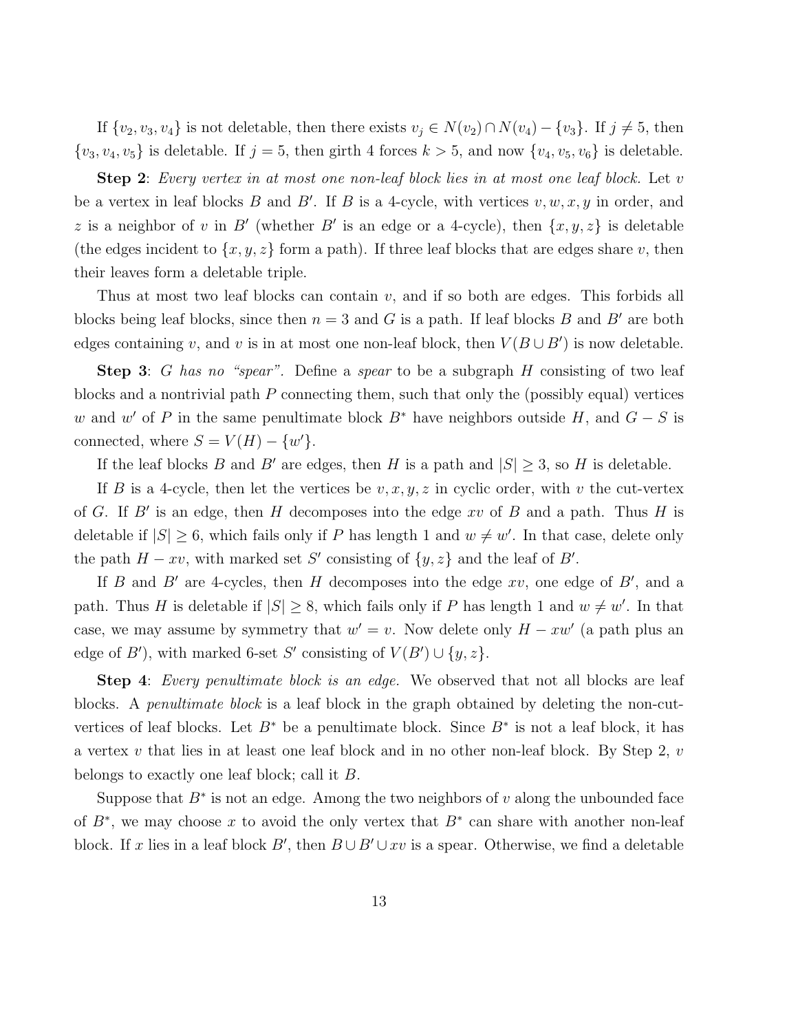If $\{v_2, v_3, v_4\}$ is not deletable, then there exists $v_j \in N(v_2) \cap N(v_4) - \{v_3\}$. If $j \neq 5$, then $\{v_3, v_4, v_5\}$ is deletable. If $j = 5$, then girth 4 forces $k > 5$, and now $\{v_4, v_5, v_6\}$ is deletable.

**Step 2**: *Every vertex in at most one non-leaf block lies in at most one leaf block.* Let $v$ be a vertex in leaf blocks $B$ and $B'$. If $B$ is a 4-cycle, with vertices $v, w, x, y$ in order, and $z$ is a neighbor of $v$ in $B'$ (whether $B'$ is an edge or a 4-cycle), then $\{x, y, z\}$ is deletable (the edges incident to $\{x, y, z\}$ form a path). If three leaf blocks that are edges share $v$, then their leaves form a deletable triple.

Thus at most two leaf blocks can contain $v$, and if so both are edges. This forbids all blocks being leaf blocks, since then $n = 3$ and $G$ is a path. If leaf blocks $B$ and $B'$ are both edges containing $v$, and $v$ is in at most one non-leaf block, then $V(B \cup B')$ is now deletable.

**Step 3**: *$G$ has no "spear".* Define a *spear* to be a subgraph $H$ consisting of two leaf blocks and a nontrivial path $P$ connecting them, such that only the (possibly equal) vertices $w$ and $w'$ of $P$ in the same penultimate block $B^*$ have neighbors outside $H$, and $G - S$ is connected, where $S = V(H) - \{w'\}$.

If the leaf blocks $B$ and $B'$ are edges, then $H$ is a path and $|S| \geq 3$, so $H$ is deletable.

If $B$ is a 4-cycle, then let the vertices be $v, x, y, z$ in cyclic order, with $v$ the cut-vertex of $G$. If $B'$ is an edge, then $H$ decomposes into the edge $xv$ of $B$ and a path. Thus $H$ is deletable if $|S| \geq 6$, which fails only if $P$ has length 1 and $w \neq w'$. In that case, delete only the path $H - xv$, with marked set $S'$ consisting of $\{y, z\}$ and the leaf of $B'$.

If $B$ and $B'$ are 4-cycles, then $H$ decomposes into the edge $xv$, one edge of $B'$, and a path. Thus $H$ is deletable if $|S| \geq 8$, which fails only if $P$ has length 1 and $w \neq w'$. In that case, we may assume by symmetry that $w' = v$. Now delete only $H - xw'$ (a path plus an edge of $B'$), with marked 6-set $S'$ consisting of $V(B') \cup \{y, z\}$.

**Step 4**: *Every penultimate block is an edge.* We observed that not all blocks are leaf blocks. A *penultimate block* is a leaf block in the graph obtained by deleting the non-cut-vertices of leaf blocks. Let $B^*$ be a penultimate block. Since $B^*$ is not a leaf block, it has a vertex $v$ that lies in at least one leaf block and in no other non-leaf block. By Step 2, $v$ belongs to exactly one leaf block; call it $B$.

Suppose that $B^*$ is not an edge. Among the two neighbors of $v$ along the unbounded face of $B^*$, we may choose $x$ to avoid the only vertex that $B^*$ can share with another non-leaf block. If $x$ lies in a leaf block $B'$, then $B \cup B' \cup xv$ is a spear. Otherwise, we find a deletable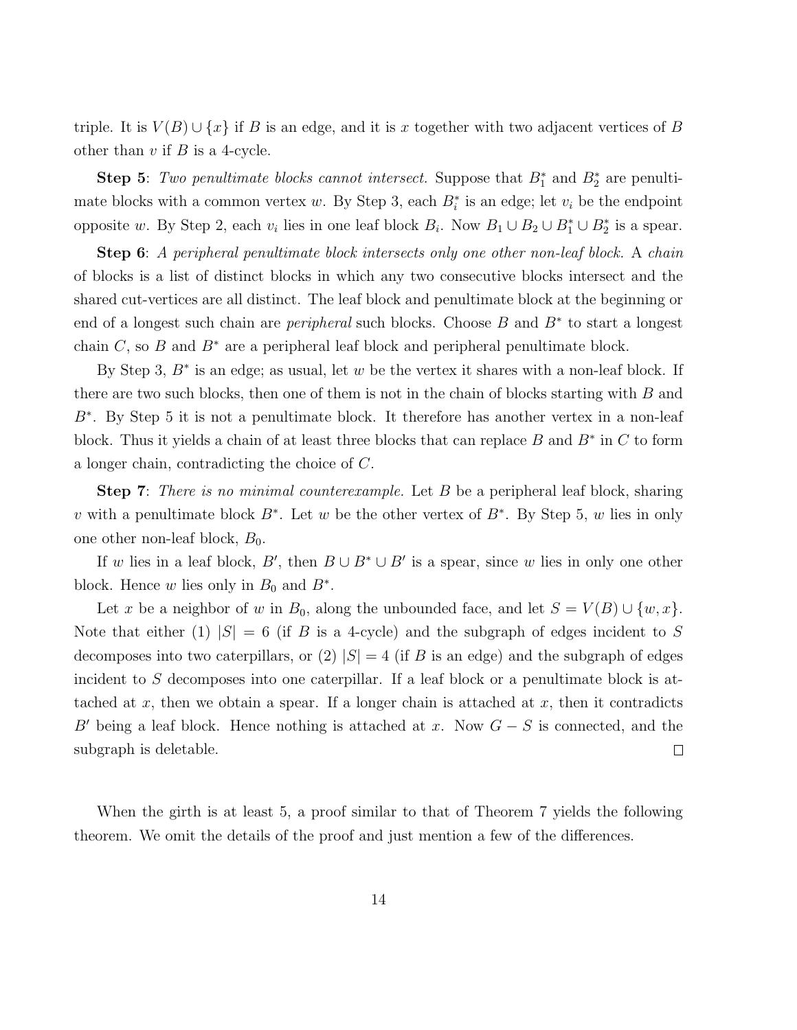triple. It is $V(B) \cup \{x\}$ if $B$ is an edge, and it is $x$ together with two adjacent vertices of $B$ other than $v$ if $B$ is a 4-cycle.

**Step 5**: *Two penultimate blocks cannot intersect.* Suppose that $B_1^*$ and $B_2^*$ are penultimate blocks with a common vertex $w$. By Step 3, each $B_i^*$ is an edge; let $v_i$ be the endpoint opposite $w$. By Step 2, each $v_i$ lies in one leaf block $B_i$. Now $B_1 \cup B_2 \cup B_1^* \cup B_2^*$ is a spear.

**Step 6**: *A peripheral penultimate block intersects only one other non-leaf block.* A *chain* of blocks is a list of distinct blocks in which any two consecutive blocks intersect and the shared cut-vertices are all distinct. The leaf block and penultimate block at the beginning or end of a longest such chain are *peripheral* such blocks. Choose $B$ and $B^*$ to start a longest chain $C$, so $B$ and $B^*$ are a peripheral leaf block and peripheral penultimate block.

By Step 3, $B^*$ is an edge; as usual, let $w$ be the vertex it shares with a non-leaf block. If there are two such blocks, then one of them is not in the chain of blocks starting with $B$ and $B^*$. By Step 5 it is not a penultimate block. It therefore has another vertex in a non-leaf block. Thus it yields a chain of at least three blocks that can replace $B$ and $B^*$ in $C$ to form a longer chain, contradicting the choice of $C$.

**Step 7**: *There is no minimal counterexample.* Let $B$ be a peripheral leaf block, sharing $v$ with a penultimate block $B^*$. Let $w$ be the other vertex of $B^*$. By Step 5, $w$ lies in only one other non-leaf block, $B_0$.

If $w$ lies in a leaf block, $B'$, then $B \cup B^* \cup B'$ is a spear, since $w$ lies in only one other block. Hence $w$ lies only in $B_0$ and $B^*$.

Let $x$ be a neighbor of $w$ in $B_0$, along the unbounded face, and let $S = V(B) \cup \{w, x\}$. Note that either (1) $|S| = 6$ (if $B$ is a 4-cycle) and the subgraph of edges incident to $S$ decomposes into two caterpillars, or (2) $|S| = 4$ (if $B$ is an edge) and the subgraph of edges incident to $S$ decomposes into one caterpillar. If a leaf block or a penultimate block is attached at $x$, then we obtain a spear. If a longer chain is attached at $x$, then it contradicts $B'$ being a leaf block. Hence nothing is attached at $x$. Now $G - S$ is connected, and the subgraph is deletable. $\square$

When the girth is at least 5, a proof similar to that of Theorem 7 yields the following theorem. We omit the details of the proof and just mention a few of the differences.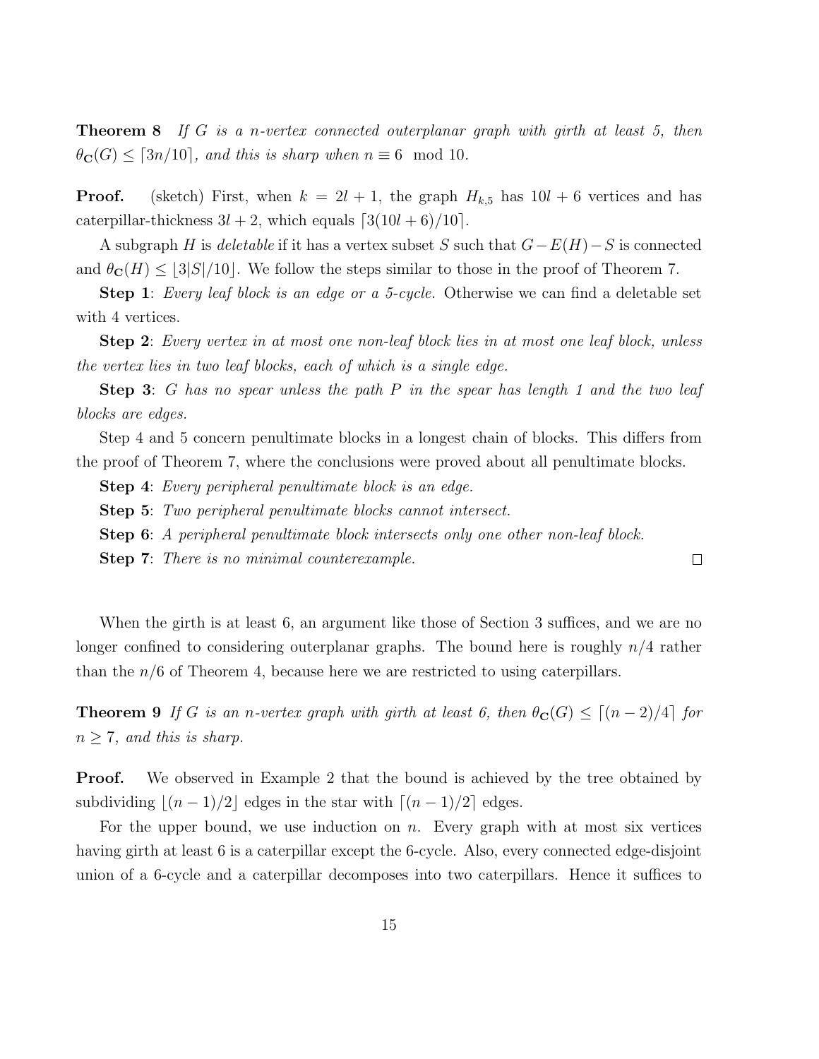**Theorem 8** *If $G$ is a $n$-vertex connected outerplanar graph with girth at least 5, then $\theta_{\mathbf{C}}(G) \le \lceil 3n/10 \rceil$, and this is sharp when $n \equiv 6 \mod 10$.*

**Proof.** (sketch) First, when $k = 2l + 1$, the graph $H_{k,5}$ has $10l + 6$ vertices and has caterpillar-thickness $3l + 2$, which equals $\lceil 3(10l + 6)/10 \rceil$.

A subgraph $H$ is *deletable* if it has a vertex subset $S$ such that $G - E(H) - S$ is connected and $\theta_{\mathbf{C}}(H) \le \lfloor 3|S|/10 \rfloor$. We follow the steps similar to those in the proof of Theorem 7.

**Step 1**: *Every leaf block is an edge or a 5-cycle.* Otherwise we can find a deletable set with 4 vertices.

**Step 2**: *Every vertex in at most one non-leaf block lies in at most one leaf block, unless the vertex lies in two leaf blocks, each of which is a single edge.*

**Step 3**: *$G$ has no spear unless the path $P$ in the spear has length 1 and the two leaf blocks are edges.*

Step 4 and 5 concern penultimate blocks in a longest chain of blocks. This differs from the proof of Theorem 7, where the conclusions were proved about all penultimate blocks.

**Step 4**: *Every peripheral penultimate block is an edge.*

**Step 5**: *Two peripheral penultimate blocks cannot intersect.*

**Step 6**: *A peripheral penultimate block intersects only one other non-leaf block.*

**Step 7**: *There is no minimal counterexample.* □

When the girth is at least 6, an argument like those of Section 3 suffices, and we are no longer confined to considering outerplanar graphs. The bound here is roughly $n/4$ rather than the $n/6$ of Theorem 4, because here we are restricted to using caterpillars.

**Theorem 9** *If $G$ is an $n$-vertex graph with girth at least 6, then $\theta_{\mathbf{C}}(G) \le \lceil (n-2)/4 \rceil$ for $n \ge 7$, and this is sharp.*

**Proof.** We observed in Example 2 that the bound is achieved by the tree obtained by subdividing $\lfloor (n-1)/2 \rfloor$ edges in the star with $\lceil (n-1)/2 \rceil$ edges.

For the upper bound, we use induction on $n$. Every graph with at most six vertices having girth at least 6 is a caterpillar except the 6-cycle. Also, every connected edge-disjoint union of a 6-cycle and a caterpillar decomposes into two caterpillars. Hence it suffices to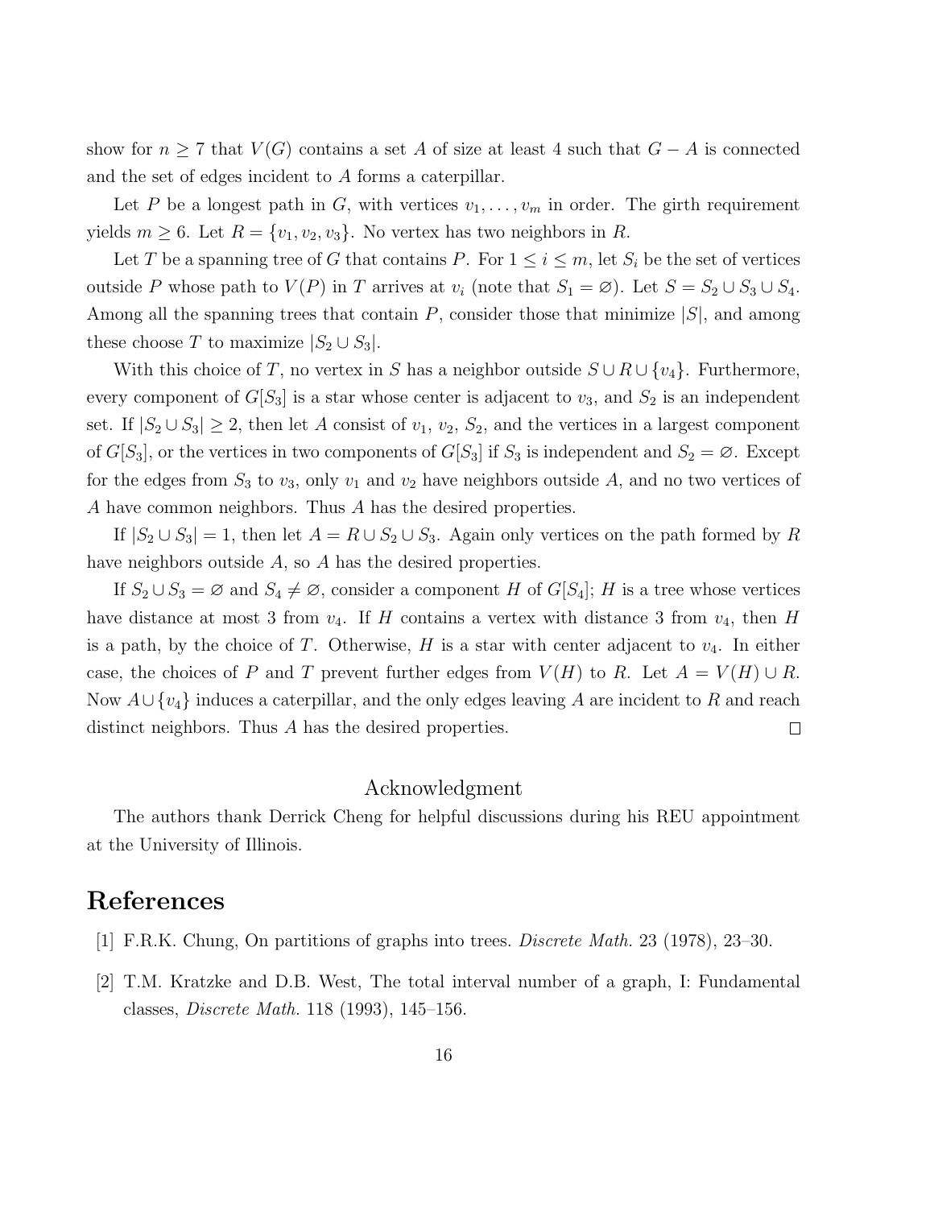show for $n \geq 7$ that $V(G)$ contains a set $A$ of size at least 4 such that $G - A$ is connected and the set of edges incident to $A$ forms a caterpillar.

Let $P$ be a longest path in $G$, with vertices $v_1, \ldots, v_m$ in order. The girth requirement yields $m \geq 6$. Let $R = \{v_1, v_2, v_3\}$. No vertex has two neighbors in $R$.

Let $T$ be a spanning tree of $G$ that contains $P$. For $1 \leq i \leq m$, let $S_i$ be the set of vertices outside $P$ whose path to $V(P)$ in $T$ arrives at $v_i$ (note that $S_1 = \varnothing$). Let $S = S_2 \cup S_3 \cup S_4$. Among all the spanning trees that contain $P$, consider those that minimize $|S|$, and among these choose $T$ to maximize $|S_2 \cup S_3|$.

With this choice of $T$, no vertex in $S$ has a neighbor outside $S \cup R \cup \{v_4\}$. Furthermore, every component of $G[S_3]$ is a star whose center is adjacent to $v_3$, and $S_2$ is an independent set. If $|S_2 \cup S_3| \geq 2$, then let $A$ consist of $v_1$, $v_2$, $S_2$, and the vertices in a largest component of $G[S_3]$, or the vertices in two components of $G[S_3]$ if $S_3$ is independent and $S_2 = \varnothing$. Except for the edges from $S_3$ to $v_3$, only $v_1$ and $v_2$ have neighbors outside $A$, and no two vertices of $A$ have common neighbors. Thus $A$ has the desired properties.

If $|S_2 \cup S_3| = 1$, then let $A = R \cup S_2 \cup S_3$. Again only vertices on the path formed by $R$ have neighbors outside $A$, so $A$ has the desired properties.

If $S_2 \cup S_3 = \varnothing$ and $S_4 \neq \varnothing$, consider a component $H$ of $G[S_4]$; $H$ is a tree whose vertices have distance at most 3 from $v_4$. If $H$ contains a vertex with distance 3 from $v_4$, then $H$ is a path, by the choice of $T$. Otherwise, $H$ is a star with center adjacent to $v_4$. In either case, the choices of $P$ and $T$ prevent further edges from $V(H)$ to $R$. Let $A = V(H) \cup R$. Now $A \cup \{v_4\}$ induces a caterpillar, and the only edges leaving $A$ are incident to $R$ and reach distinct neighbors. Thus $A$ has the desired properties. $\square$

## Acknowledgment

The authors thank Derrick Cheng for helpful discussions during his REU appointment at the University of Illinois.

# References

[1] F.R.K. Chung, On partitions of graphs into trees. *Discrete Math.* 23 (1978), 23–30.

[2] T.M. Kratzke and D.B. West, The total interval number of a graph, I: Fundamental classes, *Discrete Math.* 118 (1993), 145–156.